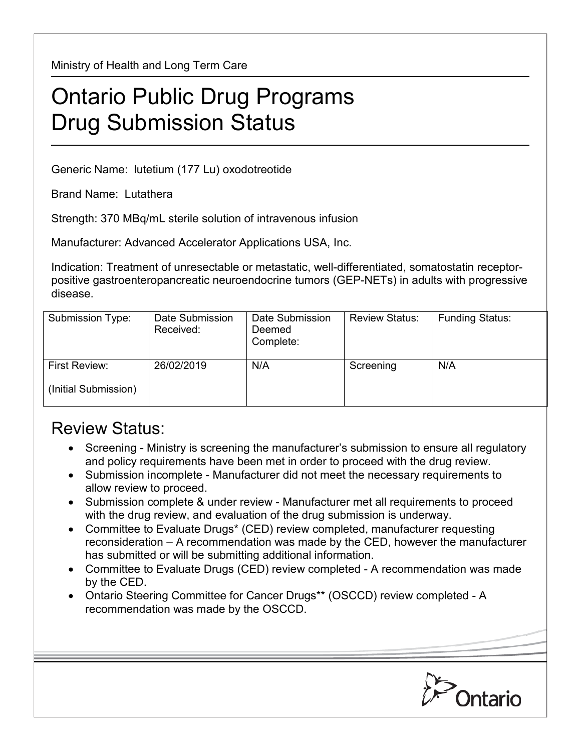Ministry of Health and Long Term Care

# Ontario Public Drug Programs Drug Submission Status

Generic Name: lutetium (177 Lu) oxodotreotide

Brand Name: Lutathera

Strength: 370 MBq/mL sterile solution of intravenous infusion

Manufacturer: Advanced Accelerator Applications USA, Inc.

Indication: Treatment of unresectable or metastatic, well-differentiated, somatostatin receptor-positive gastroenteropancreatic neuroendocrine tumors (GEP-NETs) in adults with progressive disease.

| Submission Type: | Date Submission Received: | Date Submission Deemed Complete: | Review Status: | Funding Status: |
|---|---|---|---|---|
| First Review: (Initial Submission) | 26/02/2019 | N/A | Screening | N/A |

## Review Status:

- Screening - Ministry is screening the manufacturer's submission to ensure all regulatory and policy requirements have been met in order to proceed with the drug review.
- Submission incomplete - Manufacturer did not meet the necessary requirements to allow review to proceed.
- Submission complete & under review - Manufacturer met all requirements to proceed with the drug review, and evaluation of the drug submission is underway.
- Committee to Evaluate Drugs* (CED) review completed, manufacturer requesting reconsideration – A recommendation was made by the CED, however the manufacturer has submitted or will be submitting additional information.
- Committee to Evaluate Drugs (CED) review completed - A recommendation was made by the CED.
- Ontario Steering Committee for Cancer Drugs** (OSCCD) review completed - A recommendation was made by the OSCCD.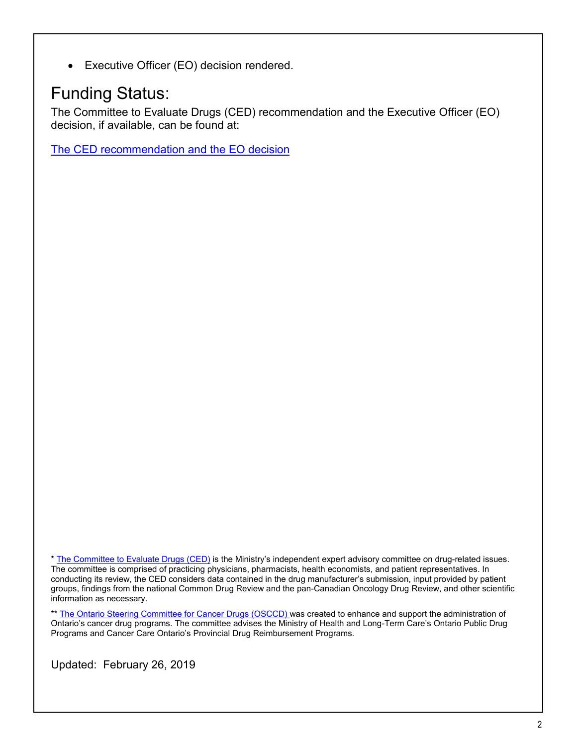- Executive Officer (EO) decision rendered.

# Funding Status:

The Committee to Evaluate Drugs (CED) recommendation and the Executive Officer (EO) decision, if available, can be found at:

[The CED recommendation and the EO decision]()

* [The Committee to Evaluate Drugs (CED)]() is the Ministry's independent expert advisory committee on drug-related issues. The committee is comprised of practicing physicians, pharmacists, health economists, and patient representatives. In conducting its review, the CED considers data contained in the drug manufacturer's submission, input provided by patient groups, findings from the national Common Drug Review and the pan-Canadian Oncology Drug Review, and other scientific information as necessary.

** [The Ontario Steering Committee for Cancer Drugs (OSCCD)]() was created to enhance and support the administration of Ontario's cancer drug programs. The committee advises the Ministry of Health and Long-Term Care's Ontario Public Drug Programs and Cancer Care Ontario's Provincial Drug Reimbursement Programs.

Updated: February 26, 2019